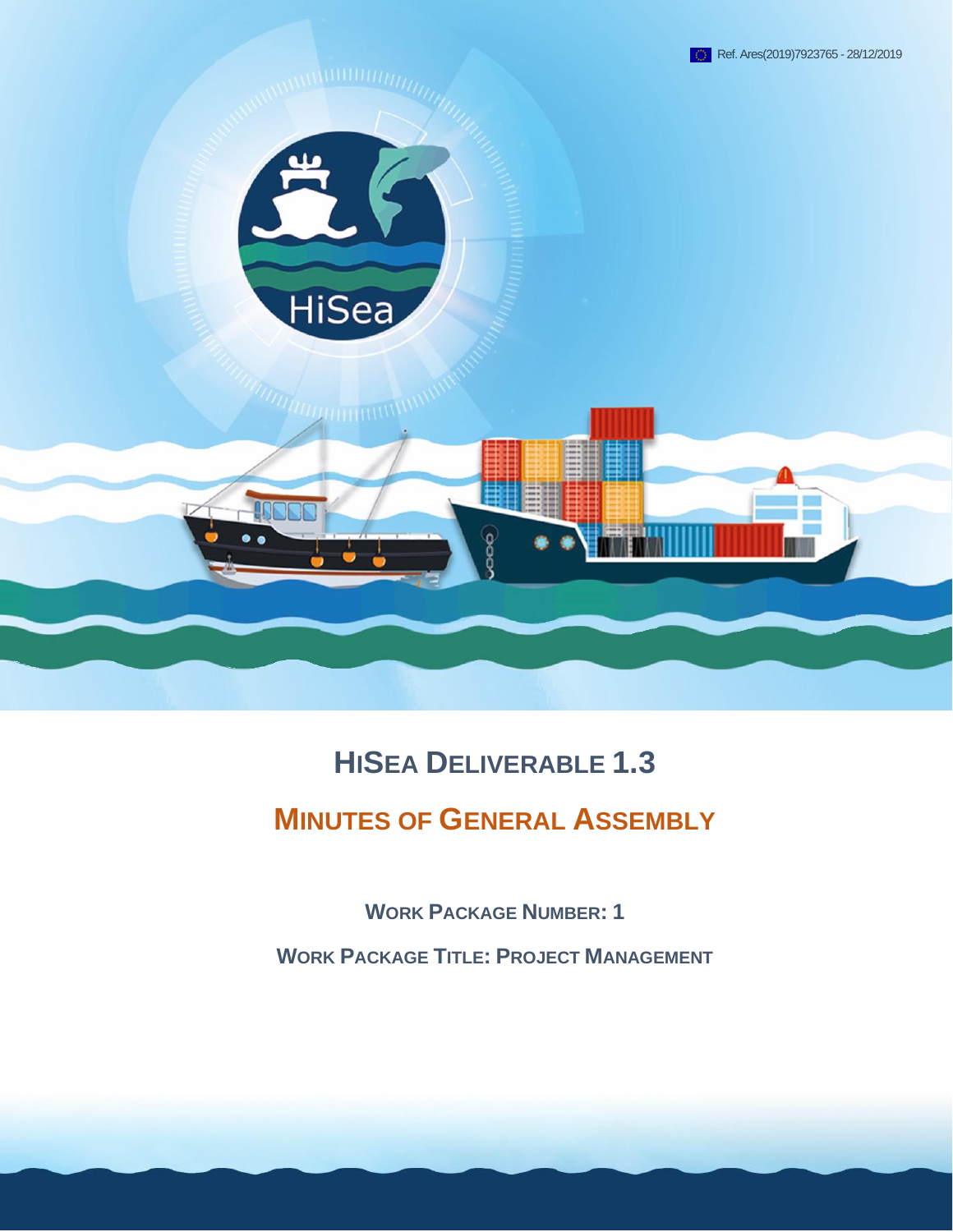Ref. Ares(2019)7923765 - 28/12/2019

# HISEA DELIVERABLE 1.3

## MINUTES OF GENERAL ASSEMBLY

**WORK PACKAGE NUMBER: 1**

**WORK PACKAGE TITLE: PROJECT MANAGEMENT**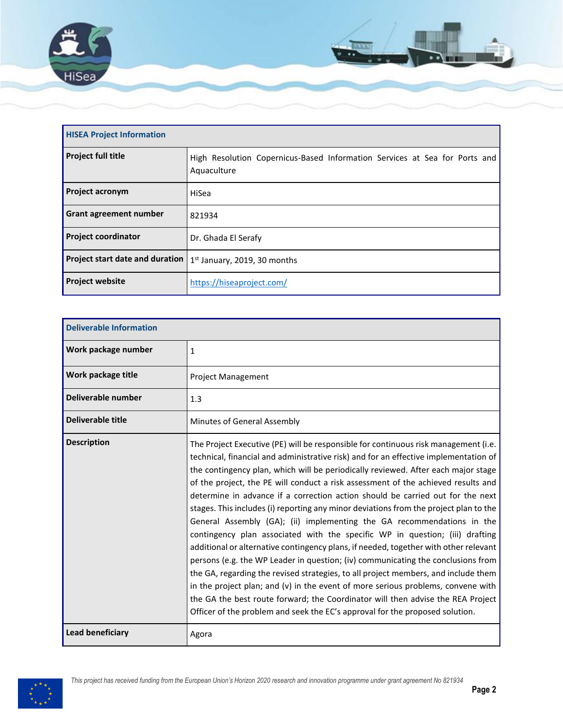| HISEA Project Information | |
|---|---|
| **Project full title** | High Resolution Copernicus-Based Information Services at Sea for Ports and Aquaculture |
| **Project acronym** | HiSea |
| **Grant agreement number** | 821934 |
| **Project coordinator** | Dr. Ghada El Serafy |
| **Project start date and duration** | 1st January, 2019, 30 months |
| **Project website** | https://hiseaproject.com/ |

| Deliverable Information | |
|---|---|
| **Work package number** | 1 |
| **Work package title** | Project Management |
| **Deliverable number** | 1.3 |
| **Deliverable title** | Minutes of General Assembly |
| **Description** | The Project Executive (PE) will be responsible for continuous risk management (i.e. technical, financial and administrative risk) and for an effective implementation of the contingency plan, which will be periodically reviewed. After each major stage of the project, the PE will conduct a risk assessment of the achieved results and determine in advance if a correction action should be carried out for the next stages. This includes (i) reporting any minor deviations from the project plan to the General Assembly (GA); (ii) implementing the GA recommendations in the contingency plan associated with the specific WP in question; (iii) drafting additional or alternative contingency plans, if needed, together with other relevant persons (e.g. the WP Leader in question; (iv) communicating the conclusions from the GA, regarding the revised strategies, to all project members, and include them in the project plan; and (v) in the event of more serious problems, convene with the GA the best route forward; the Coordinator will then advise the REA Project Officer of the problem and seek the EC's approval for the proposed solution. |
| **Lead beneficiary** | Agora |

*This project has received funding from the European Union's Horizon 2020 research and innovation programme under grant agreement No 821934*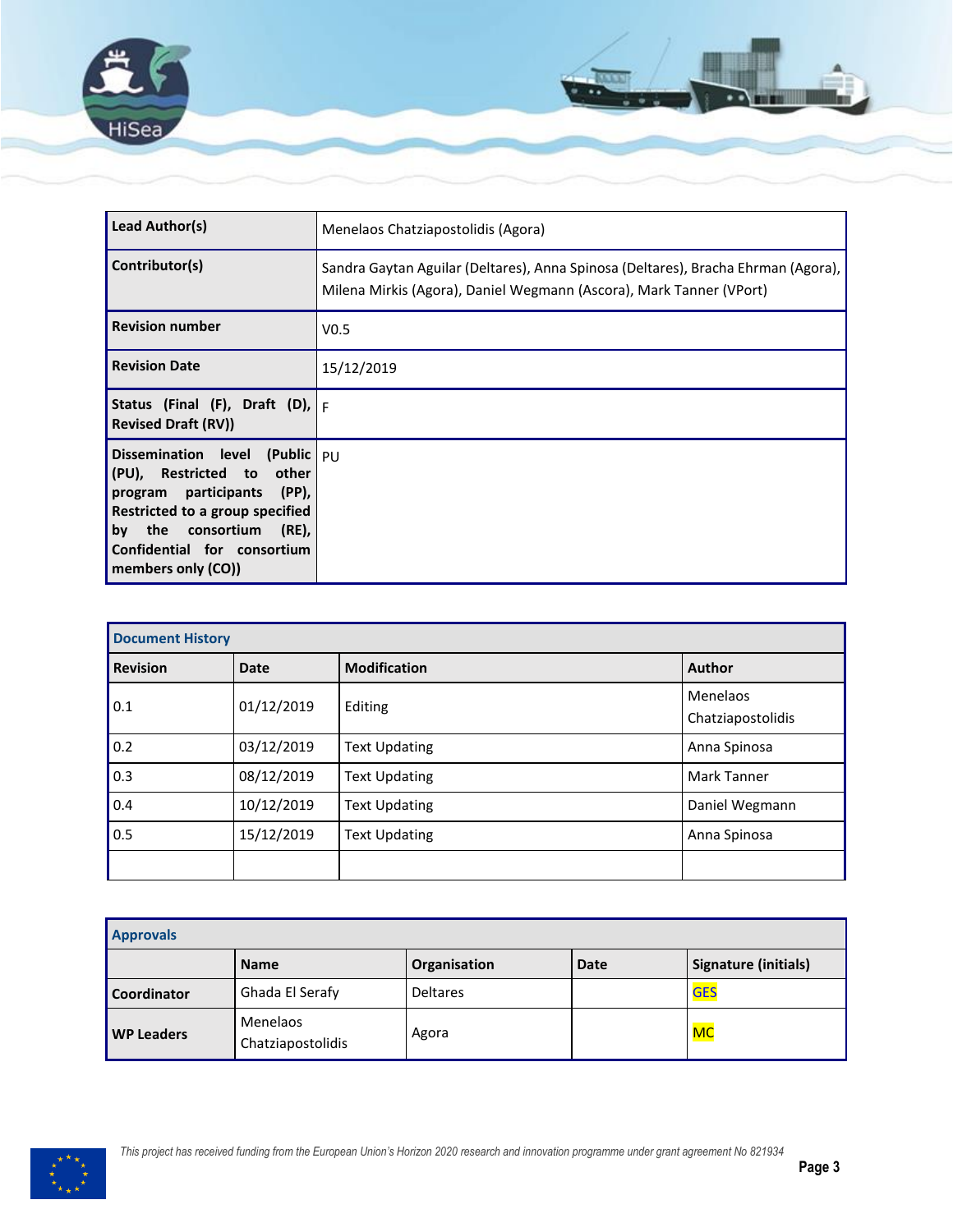| | |
|---|---|
| **Lead Author(s)** | Menelaos Chatziapostolidis (Agora) |
| **Contributor(s)** | Sandra Gaytan Aguilar (Deltares), Anna Spinosa (Deltares), Bracha Ehrman (Agora), Milena Mirkis (Agora), Daniel Wegmann (Ascora), Mark Tanner (VPort) |
| **Revision number** | V0.5 |
| **Revision Date** | 15/12/2019 |
| **Status (Final (F), Draft (D), Revised Draft (RV))** | F |
| **Dissemination level (Public (PU), Restricted to other program participants (PP), Restricted to a group specified by the consortium (RE), Confidential for consortium members only (CO))** | PU |

| **Document History** | | | |
|---|---|---|---|
| **Revision** | **Date** | **Modification** | **Author** |
| 0.1 | 01/12/2019 | Editing | Menelaos Chatziapostolidis |
| 0.2 | 03/12/2019 | Text Updating | Anna Spinosa |
| 0.3 | 08/12/2019 | Text Updating | Mark Tanner |
| 0.4 | 10/12/2019 | Text Updating | Daniel Wegmann |
| 0.5 | 15/12/2019 | Text Updating | Anna Spinosa |
| | | | |

| **Approvals** | | | | |
|---|---|---|---|---|
| | **Name** | **Organisation** | **Date** | **Signature (initials)** |
| **Coordinator** | Ghada El Serafy | Deltares | | GES |
| **WP Leaders** | Menelaos Chatziapostolidis | Agora | | MC |

*This project has received funding from the European Union's Horizon 2020 research and innovation programme under grant agreement No 821934*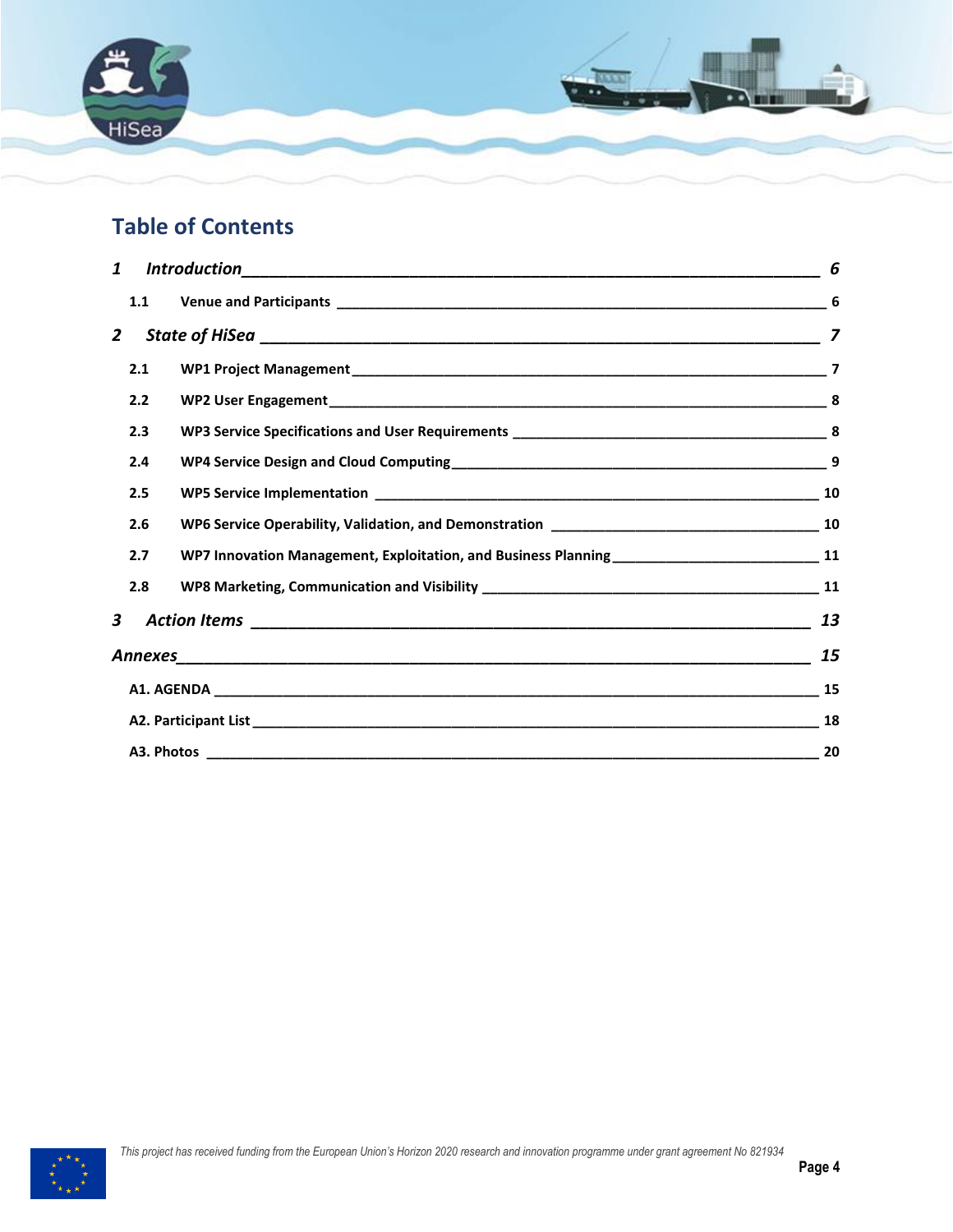## Table of Contents

**1 *Introduction*** — ***6***

- **1.1 Venue and Participants** — **6**

**2 *State of HiSea*** — ***7***

- **2.1 WP1 Project Management** — **7**
- **2.2 WP2 User Engagement** — **8**
- **2.3 WP3 Service Specifications and User Requirements** — **8**
- **2.4 WP4 Service Design and Cloud Computing** — **9**
- **2.5 WP5 Service Implementation** — **10**
- **2.6 WP6 Service Operability, Validation, and Demonstration** — **10**
- **2.7 WP7 Innovation Management, Exploitation, and Business Planning** — **11**
- **2.8 WP8 Marketing, Communication and Visibility** — **11**

**3 *Action Items*** — ***13***

***Annexes*** — ***15***

- **A1. AGENDA** — **15**
- **A2. Participant List** — **18**
- **A3. Photos** — **20**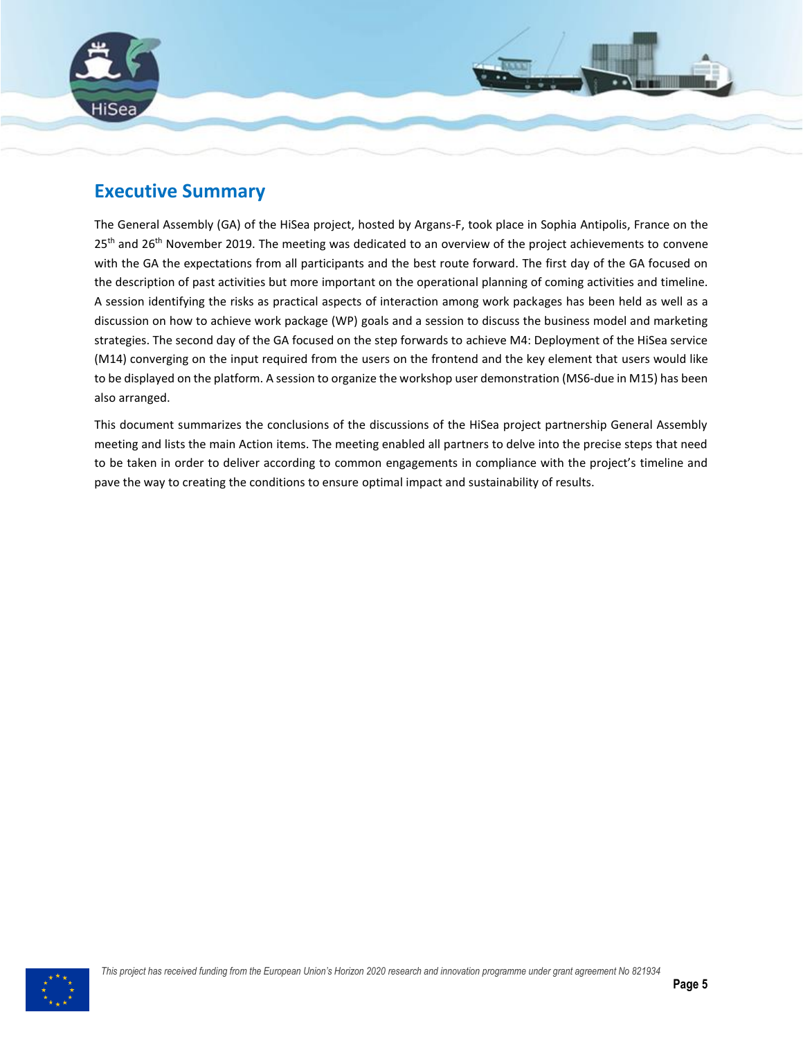## Executive Summary

The General Assembly (GA) of the HiSea project, hosted by Argans-F, took place in Sophia Antipolis, France on the 25th and 26th November 2019. The meeting was dedicated to an overview of the project achievements to convene with the GA the expectations from all participants and the best route forward. The first day of the GA focused on the description of past activities but more important on the operational planning of coming activities and timeline. A session identifying the risks as practical aspects of interaction among work packages has been held as well as a discussion on how to achieve work package (WP) goals and a session to discuss the business model and marketing strategies. The second day of the GA focused on the step forwards to achieve M4: Deployment of the HiSea service (M14) converging on the input required from the users on the frontend and the key element that users would like to be displayed on the platform. A session to organize the workshop user demonstration (MS6-due in M15) has been also arranged.

This document summarizes the conclusions of the discussions of the HiSea project partnership General Assembly meeting and lists the main Action items. The meeting enabled all partners to delve into the precise steps that need to be taken in order to deliver according to common engagements in compliance with the project's timeline and pave the way to creating the conditions to ensure optimal impact and sustainability of results.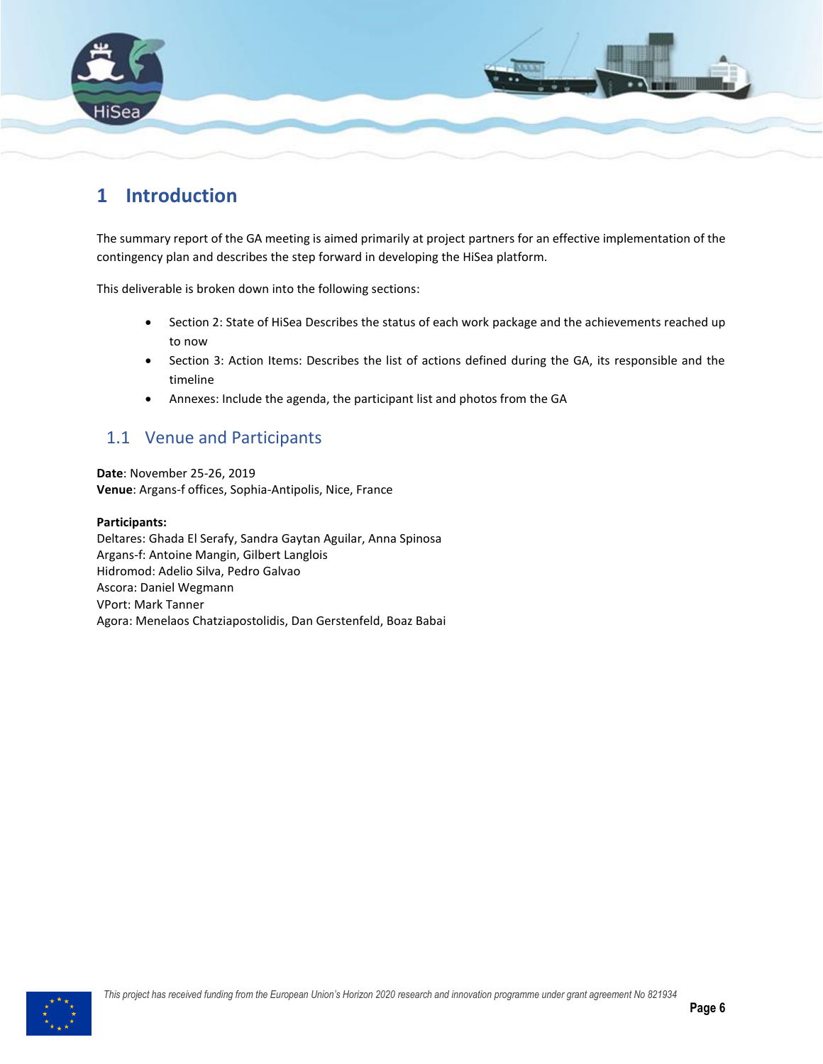# 1 Introduction

The summary report of the GA meeting is aimed primarily at project partners for an effective implementation of the contingency plan and describes the step forward in developing the HiSea platform.

This deliverable is broken down into the following sections:

- Section 2: State of HiSea Describes the status of each work package and the achievements reached up to now
- Section 3: Action Items: Describes the list of actions defined during the GA, its responsible and the timeline
- Annexes: Include the agenda, the participant list and photos from the GA

## 1.1 Venue and Participants

**Date**: November 25-26, 2019
**Venue**: Argans-f offices, Sophia-Antipolis, Nice, France

**Participants:**
Deltares: Ghada El Serafy, Sandra Gaytan Aguilar, Anna Spinosa
Argans-f: Antoine Mangin, Gilbert Langlois
Hidromod: Adelio Silva, Pedro Galvao
Ascora: Daniel Wegmann
VPort: Mark Tanner
Agora: Menelaos Chatziapostolidis, Dan Gerstenfeld, Boaz Babai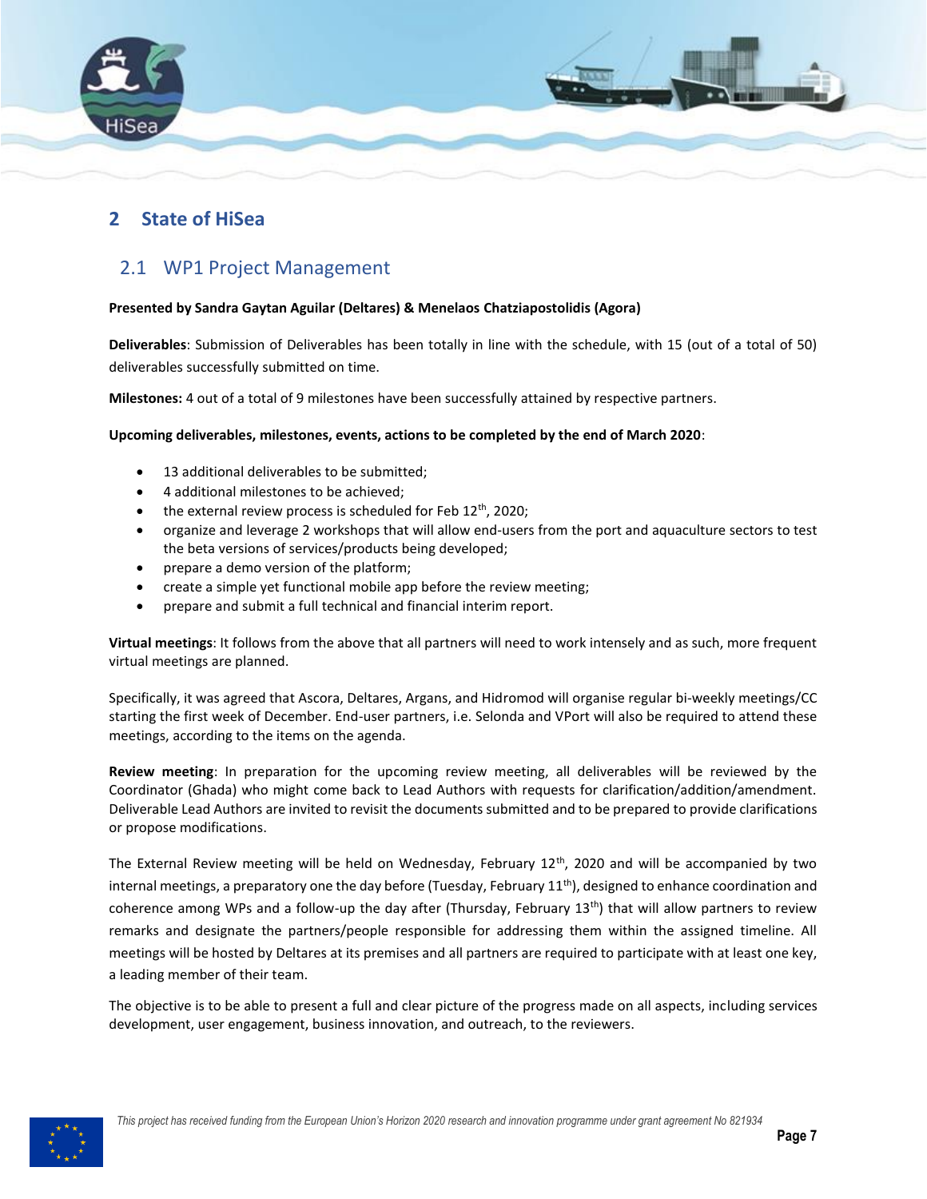# 2 State of HiSea

## 2.1 WP1 Project Management

**Presented by Sandra Gaytan Aguilar (Deltares) & Menelaos Chatziapostolidis (Agora)**

**Deliverables**: Submission of Deliverables has been totally in line with the schedule, with 15 (out of a total of 50) deliverables successfully submitted on time.

**Milestones:** 4 out of a total of 9 milestones have been successfully attained by respective partners.

**Upcoming deliverables, milestones, events, actions to be completed by the end of March 2020**:

- 13 additional deliverables to be submitted;
- 4 additional milestones to be achieved;
- the external review process is scheduled for Feb 12th, 2020;
- organize and leverage 2 workshops that will allow end-users from the port and aquaculture sectors to test the beta versions of services/products being developed;
- prepare a demo version of the platform;
- create a simple yet functional mobile app before the review meeting;
- prepare and submit a full technical and financial interim report.

**Virtual meetings**: It follows from the above that all partners will need to work intensely and as such, more frequent virtual meetings are planned.

Specifically, it was agreed that Ascora, Deltares, Argans, and Hidromod will organise regular bi-weekly meetings/CC starting the first week of December. End-user partners, i.e. Selonda and VPort will also be required to attend these meetings, according to the items on the agenda.

**Review meeting**: In preparation for the upcoming review meeting, all deliverables will be reviewed by the Coordinator (Ghada) who might come back to Lead Authors with requests for clarification/addition/amendment. Deliverable Lead Authors are invited to revisit the documents submitted and to be prepared to provide clarifications or propose modifications.

The External Review meeting will be held on Wednesday, February 12th, 2020 and will be accompanied by two internal meetings, a preparatory one the day before (Tuesday, February 11th), designed to enhance coordination and coherence among WPs and a follow-up the day after (Thursday, February 13th) that will allow partners to review remarks and designate the partners/people responsible for addressing them within the assigned timeline. All meetings will be hosted by Deltares at its premises and all partners are required to participate with at least one key, a leading member of their team.

The objective is to be able to present a full and clear picture of the progress made on all aspects, including services development, user engagement, business innovation, and outreach, to the reviewers.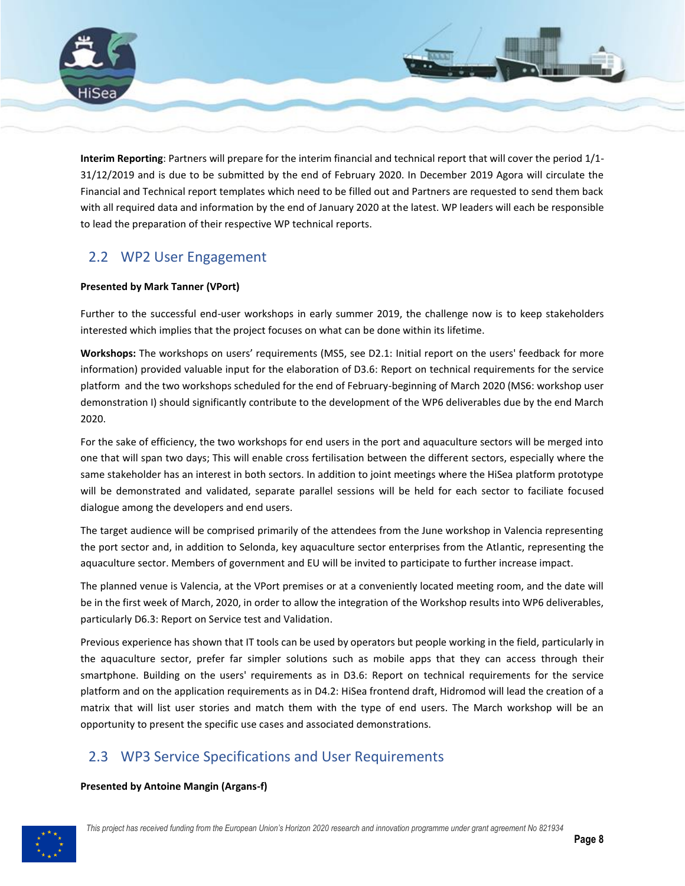**Interim Reporting**: Partners will prepare for the interim financial and technical report that will cover the period 1/1-31/12/2019 and is due to be submitted by the end of February 2020. In December 2019 Agora will circulate the Financial and Technical report templates which need to be filled out and Partners are requested to send them back with all required data and information by the end of January 2020 at the latest. WP leaders will each be responsible to lead the preparation of their respective WP technical reports.

## 2.2 WP2 User Engagement

**Presented by Mark Tanner (VPort)**

Further to the successful end-user workshops in early summer 2019, the challenge now is to keep stakeholders interested which implies that the project focuses on what can be done within its lifetime.

**Workshops:** The workshops on users' requirements (MS5, see D2.1: Initial report on the users' feedback for more information) provided valuable input for the elaboration of D3.6: Report on technical requirements for the service platform and the two workshops scheduled for the end of February-beginning of March 2020 (MS6: workshop user demonstration I) should significantly contribute to the development of the WP6 deliverables due by the end March 2020.

For the sake of efficiency, the two workshops for end users in the port and aquaculture sectors will be merged into one that will span two days; This will enable cross fertilisation between the different sectors, especially where the same stakeholder has an interest in both sectors. In addition to joint meetings where the HiSea platform prototype will be demonstrated and validated, separate parallel sessions will be held for each sector to faciliate focused dialogue among the developers and end users.

The target audience will be comprised primarily of the attendees from the June workshop in Valencia representing the port sector and, in addition to Selonda, key aquaculture sector enterprises from the Atlantic, representing the aquaculture sector. Members of government and EU will be invited to participate to further increase impact.

The planned venue is Valencia, at the VPort premises or at a conveniently located meeting room, and the date will be in the first week of March, 2020, in order to allow the integration of the Workshop results into WP6 deliverables, particularly D6.3: Report on Service test and Validation.

Previous experience has shown that IT tools can be used by operators but people working in the field, particularly in the aquaculture sector, prefer far simpler solutions such as mobile apps that they can access through their smartphone. Building on the users' requirements as in D3.6: Report on technical requirements for the service platform and on the application requirements as in D4.2: HiSea frontend draft, Hidromod will lead the creation of a matrix that will list user stories and match them with the type of end users. The March workshop will be an opportunity to present the specific use cases and associated demonstrations.

## 2.3 WP3 Service Specifications and User Requirements

**Presented by Antoine Mangin (Argans-f)**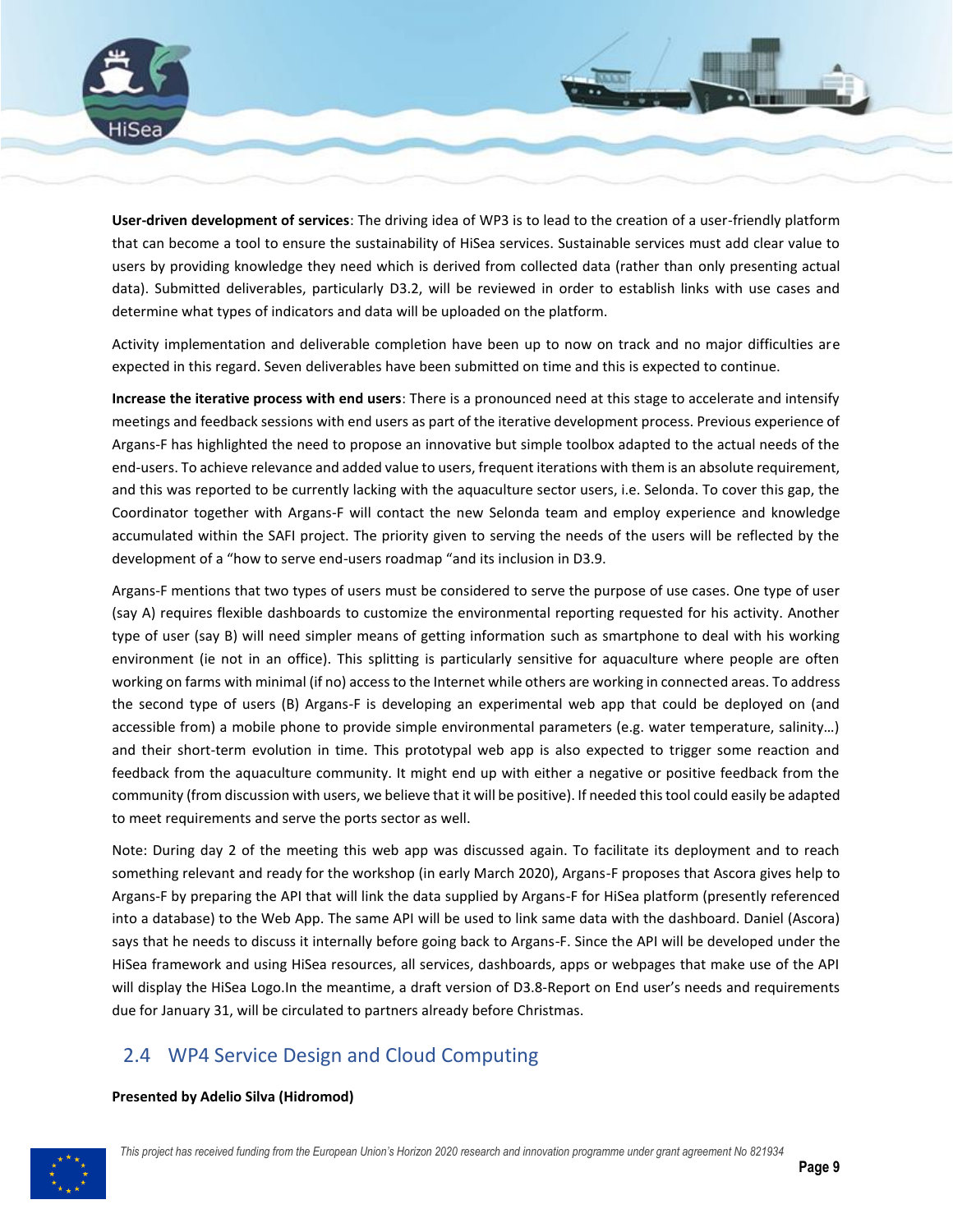**User-driven development of services**: The driving idea of WP3 is to lead to the creation of a user-friendly platform that can become a tool to ensure the sustainability of HiSea services. Sustainable services must add clear value to users by providing knowledge they need which is derived from collected data (rather than only presenting actual data). Submitted deliverables, particularly D3.2, will be reviewed in order to establish links with use cases and determine what types of indicators and data will be uploaded on the platform.

Activity implementation and deliverable completion have been up to now on track and no major difficulties are expected in this regard. Seven deliverables have been submitted on time and this is expected to continue.

**Increase the iterative process with end users**: There is a pronounced need at this stage to accelerate and intensify meetings and feedback sessions with end users as part of the iterative development process. Previous experience of Argans-F has highlighted the need to propose an innovative but simple toolbox adapted to the actual needs of the end-users. To achieve relevance and added value to users, frequent iterations with them is an absolute requirement, and this was reported to be currently lacking with the aquaculture sector users, i.e. Selonda. To cover this gap, the Coordinator together with Argans-F will contact the new Selonda team and employ experience and knowledge accumulated within the SAFI project. The priority given to serving the needs of the users will be reflected by the development of a "how to serve end-users roadmap "and its inclusion in D3.9.

Argans-F mentions that two types of users must be considered to serve the purpose of use cases. One type of user (say A) requires flexible dashboards to customize the environmental reporting requested for his activity. Another type of user (say B) will need simpler means of getting information such as smartphone to deal with his working environment (ie not in an office). This splitting is particularly sensitive for aquaculture where people are often working on farms with minimal (if no) access to the Internet while others are working in connected areas. To address the second type of users (B) Argans-F is developing an experimental web app that could be deployed on (and accessible from) a mobile phone to provide simple environmental parameters (e.g. water temperature, salinity…) and their short-term evolution in time. This prototypal web app is also expected to trigger some reaction and feedback from the aquaculture community. It might end up with either a negative or positive feedback from the community (from discussion with users, we believe that it will be positive). If needed this tool could easily be adapted to meet requirements and serve the ports sector as well.

Note: During day 2 of the meeting this web app was discussed again. To facilitate its deployment and to reach something relevant and ready for the workshop (in early March 2020), Argans-F proposes that Ascora gives help to Argans-F by preparing the API that will link the data supplied by Argans-F for HiSea platform (presently referenced into a database) to the Web App. The same API will be used to link same data with the dashboard. Daniel (Ascora) says that he needs to discuss it internally before going back to Argans-F. Since the API will be developed under the HiSea framework and using HiSea resources, all services, dashboards, apps or webpages that make use of the API will display the HiSea Logo.In the meantime, a draft version of D3.8-Report on End user's needs and requirements due for January 31, will be circulated to partners already before Christmas.

## 2.4 WP4 Service Design and Cloud Computing

**Presented by Adelio Silva (Hidromod)**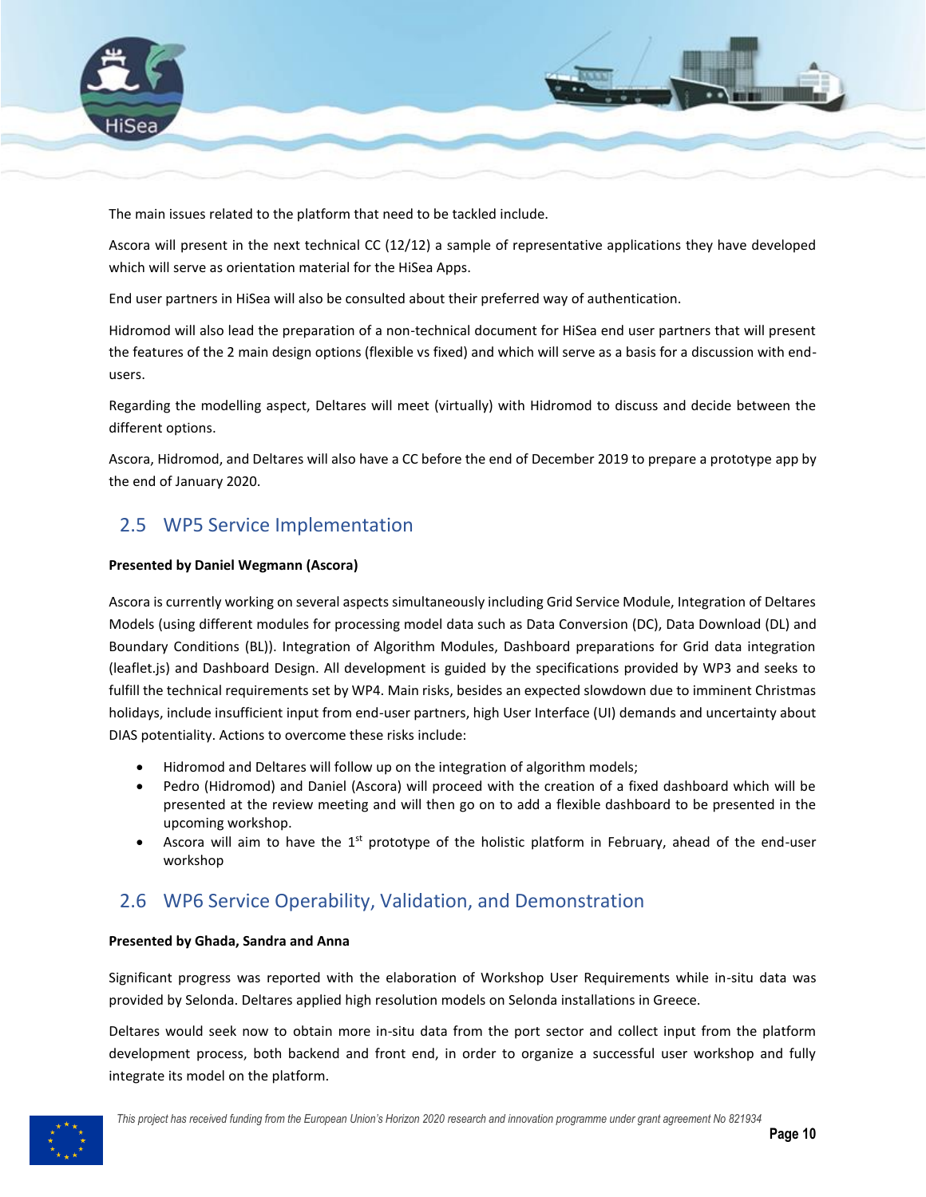The main issues related to the platform that need to be tackled include.

Ascora will present in the next technical CC (12/12) a sample of representative applications they have developed which will serve as orientation material for the HiSea Apps.

End user partners in HiSea will also be consulted about their preferred way of authentication.

Hidromod will also lead the preparation of a non-technical document for HiSea end user partners that will present the features of the 2 main design options (flexible vs fixed) and which will serve as a basis for a discussion with end-users.

Regarding the modelling aspect, Deltares will meet (virtually) with Hidromod to discuss and decide between the different options.

Ascora, Hidromod, and Deltares will also have a CC before the end of December 2019 to prepare a prototype app by the end of January 2020.

## 2.5 WP5 Service Implementation

**Presented by Daniel Wegmann (Ascora)**

Ascora is currently working on several aspects simultaneously including Grid Service Module, Integration of Deltares Models (using different modules for processing model data such as Data Conversion (DC), Data Download (DL) and Boundary Conditions (BL)). Integration of Algorithm Modules, Dashboard preparations for Grid data integration (leaflet.js) and Dashboard Design. All development is guided by the specifications provided by WP3 and seeks to fulfill the technical requirements set by WP4. Main risks, besides an expected slowdown due to imminent Christmas holidays, include insufficient input from end-user partners, high User Interface (UI) demands and uncertainty about DIAS potentiality. Actions to overcome these risks include:

- Hidromod and Deltares will follow up on the integration of algorithm models;
- Pedro (Hidromod) and Daniel (Ascora) will proceed with the creation of a fixed dashboard which will be presented at the review meeting and will then go on to add a flexible dashboard to be presented in the upcoming workshop.
- Ascora will aim to have the 1st prototype of the holistic platform in February, ahead of the end-user workshop

## 2.6 WP6 Service Operability, Validation, and Demonstration

**Presented by Ghada, Sandra and Anna**

Significant progress was reported with the elaboration of Workshop User Requirements while in-situ data was provided by Selonda. Deltares applied high resolution models on Selonda installations in Greece.

Deltares would seek now to obtain more in-situ data from the port sector and collect input from the platform development process, both backend and front end, in order to organize a successful user workshop and fully integrate its model on the platform.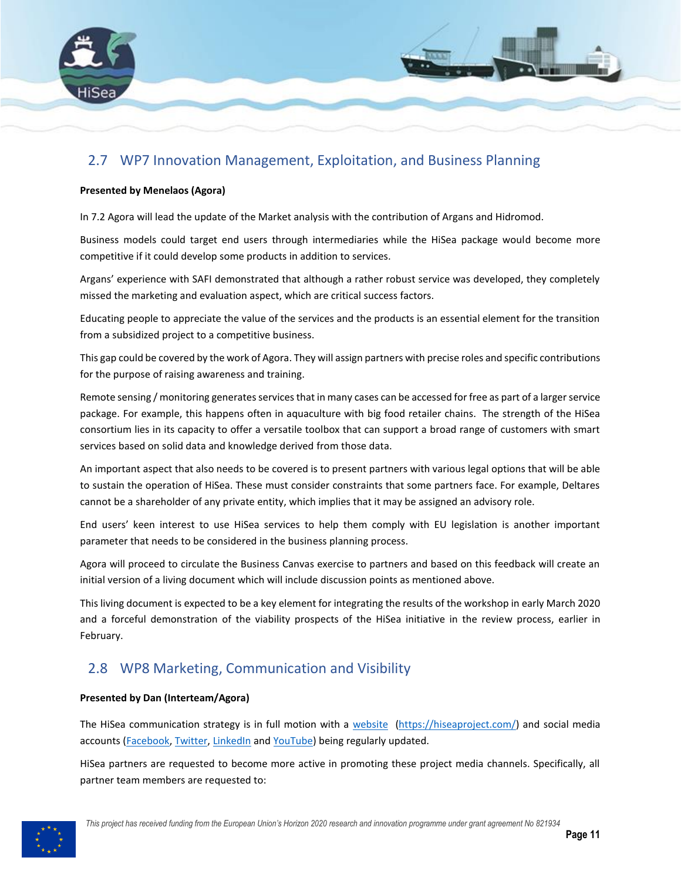## 2.7 WP7 Innovation Management, Exploitation, and Business Planning

**Presented by Menelaos (Agora)**

In 7.2 Agora will lead the update of the Market analysis with the contribution of Argans and Hidromod.

Business models could target end users through intermediaries while the HiSea package would become more competitive if it could develop some products in addition to services.

Argans' experience with SAFI demonstrated that although a rather robust service was developed, they completely missed the marketing and evaluation aspect, which are critical success factors.

Educating people to appreciate the value of the services and the products is an essential element for the transition from a subsidized project to a competitive business.

This gap could be covered by the work of Agora. They will assign partners with precise roles and specific contributions for the purpose of raising awareness and training.

Remote sensing / monitoring generates services that in many cases can be accessed for free as part of a larger service package. For example, this happens often in aquaculture with big food retailer chains. The strength of the HiSea consortium lies in its capacity to offer a versatile toolbox that can support a broad range of customers with smart services based on solid data and knowledge derived from those data.

An important aspect that also needs to be covered is to present partners with various legal options that will be able to sustain the operation of HiSea. These must consider constraints that some partners face. For example, Deltares cannot be a shareholder of any private entity, which implies that it may be assigned an advisory role.

End users' keen interest to use HiSea services to help them comply with EU legislation is another important parameter that needs to be considered in the business planning process.

Agora will proceed to circulate the Business Canvas exercise to partners and based on this feedback will create an initial version of a living document which will include discussion points as mentioned above.

This living document is expected to be a key element for integrating the results of the workshop in early March 2020 and a forceful demonstration of the viability prospects of the HiSea initiative in the review process, earlier in February.

## 2.8 WP8 Marketing, Communication and Visibility

**Presented by Dan (Interteam/Agora)**

The HiSea communication strategy is in full motion with a website (https://hiseaproject.com/) and social media accounts (Facebook, Twitter, LinkedIn and YouTube) being regularly updated.

HiSea partners are requested to become more active in promoting these project media channels. Specifically, all partner team members are requested to: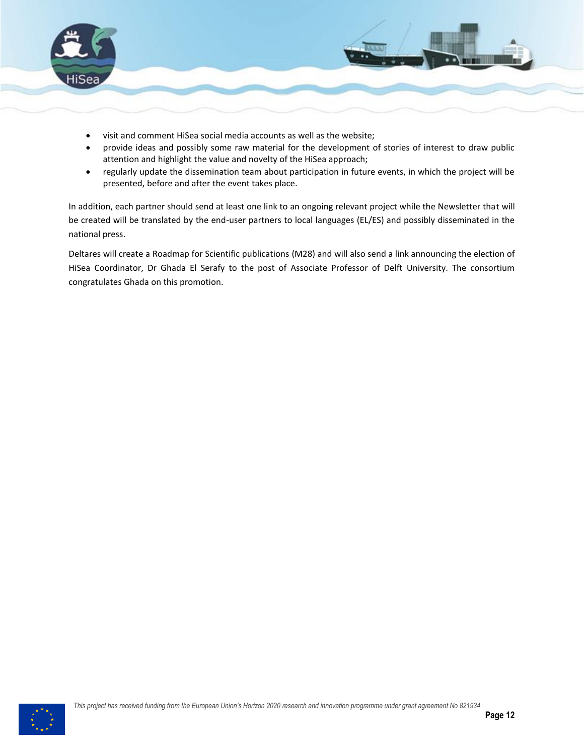- visit and comment HiSea social media accounts as well as the website;
- provide ideas and possibly some raw material for the development of stories of interest to draw public attention and highlight the value and novelty of the HiSea approach;
- regularly update the dissemination team about participation in future events, in which the project will be presented, before and after the event takes place.

In addition, each partner should send at least one link to an ongoing relevant project while the Newsletter that will be created will be translated by the end-user partners to local languages (EL/ES) and possibly disseminated in the national press.

Deltares will create a Roadmap for Scientific publications (M28) and will also send a link announcing the election of HiSea Coordinator, Dr Ghada El Serafy to the post of Associate Professor of Delft University. The consortium congratulates Ghada on this promotion.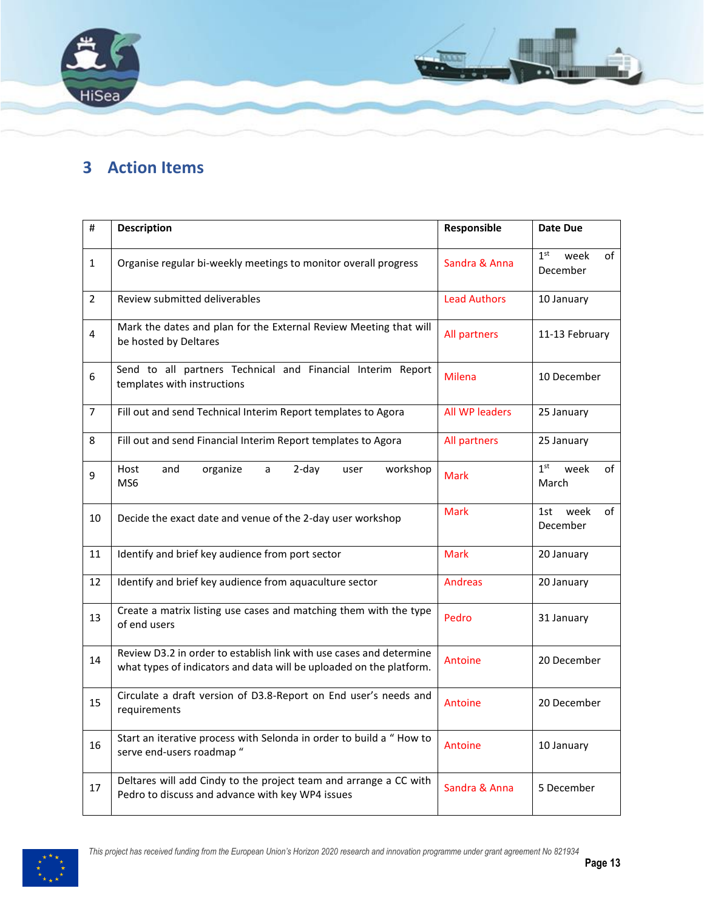# 3 Action Items

| # | Description | Responsible | Date Due |
|---|---|---|---|
| 1 | Organise regular bi-weekly meetings to monitor overall progress | Sandra & Anna | 1st week of December |
| 2 | Review submitted deliverables | Lead Authors | 10 January |
| 4 | Mark the dates and plan for the External Review Meeting that will be hosted by Deltares | All partners | 11-13 February |
| 6 | Send to all partners Technical and Financial Interim Report templates with instructions | Milena | 10 December |
| 7 | Fill out and send Technical Interim Report templates to Agora | All WP leaders | 25 January |
| 8 | Fill out and send Financial Interim Report templates to Agora | All partners | 25 January |
| 9 | Host and organize a 2-day user workshop MS6 | Mark | 1st week of March |
| 10 | Decide the exact date and venue of the 2-day user workshop | Mark | 1st week of December |
| 11 | Identify and brief key audience from port sector | Mark | 20 January |
| 12 | Identify and brief key audience from aquaculture sector | Andreas | 20 January |
| 13 | Create a matrix listing use cases and matching them with the type of end users | Pedro | 31 January |
| 14 | Review D3.2 in order to establish link with use cases and determine what types of indicators and data will be uploaded on the platform. | Antoine | 20 December |
| 15 | Circulate a draft version of D3.8-Report on End user's needs and requirements | Antoine | 20 December |
| 16 | Start an iterative process with Selonda in order to build a " How to serve end-users roadmap " | Antoine | 10 January |
| 17 | Deltares will add Cindy to the project team and arrange a CC with Pedro to discuss and advance with key WP4 issues | Sandra & Anna | 5 December |

*This project has received funding from the European Union's Horizon 2020 research and innovation programme under grant agreement No 821934*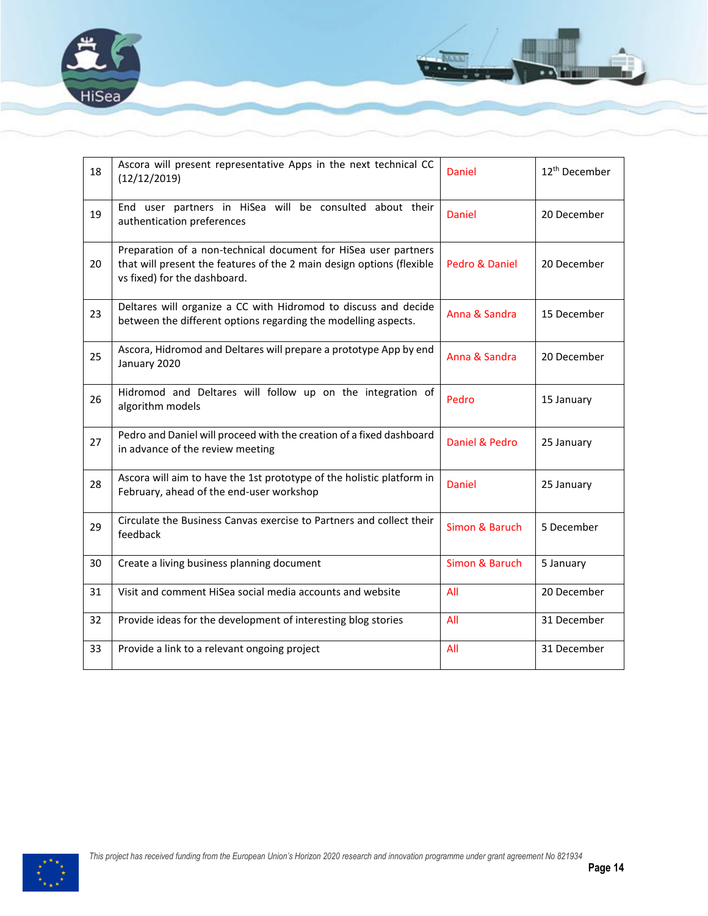| 18 | Ascora will present representative Apps in the next technical CC (12/12/2019) | Daniel | 12th December |
|---|---|---|---|
| 19 | End user partners in HiSea will be consulted about their authentication preferences | Daniel | 20 December |
| 20 | Preparation of a non-technical document for HiSea user partners that will present the features of the 2 main design options (flexible vs fixed) for the dashboard. | Pedro & Daniel | 20 December |
| 23 | Deltares will organize a CC with Hidromod to discuss and decide between the different options regarding the modelling aspects. | Anna & Sandra | 15 December |
| 25 | Ascora, Hidromod and Deltares will prepare a prototype App by end January 2020 | Anna & Sandra | 20 December |
| 26 | Hidromod and Deltares will follow up on the integration of algorithm models | Pedro | 15 January |
| 27 | Pedro and Daniel will proceed with the creation of a fixed dashboard in advance of the review meeting | Daniel & Pedro | 25 January |
| 28 | Ascora will aim to have the 1st prototype of the holistic platform in February, ahead of the end-user workshop | Daniel | 25 January |
| 29 | Circulate the Business Canvas exercise to Partners and collect their feedback | Simon & Baruch | 5 December |
| 30 | Create a living business planning document | Simon & Baruch | 5 January |
| 31 | Visit and comment HiSea social media accounts and website | All | 20 December |
| 32 | Provide ideas for the development of interesting blog stories | All | 31 December |
| 33 | Provide a link to a relevant ongoing project | All | 31 December |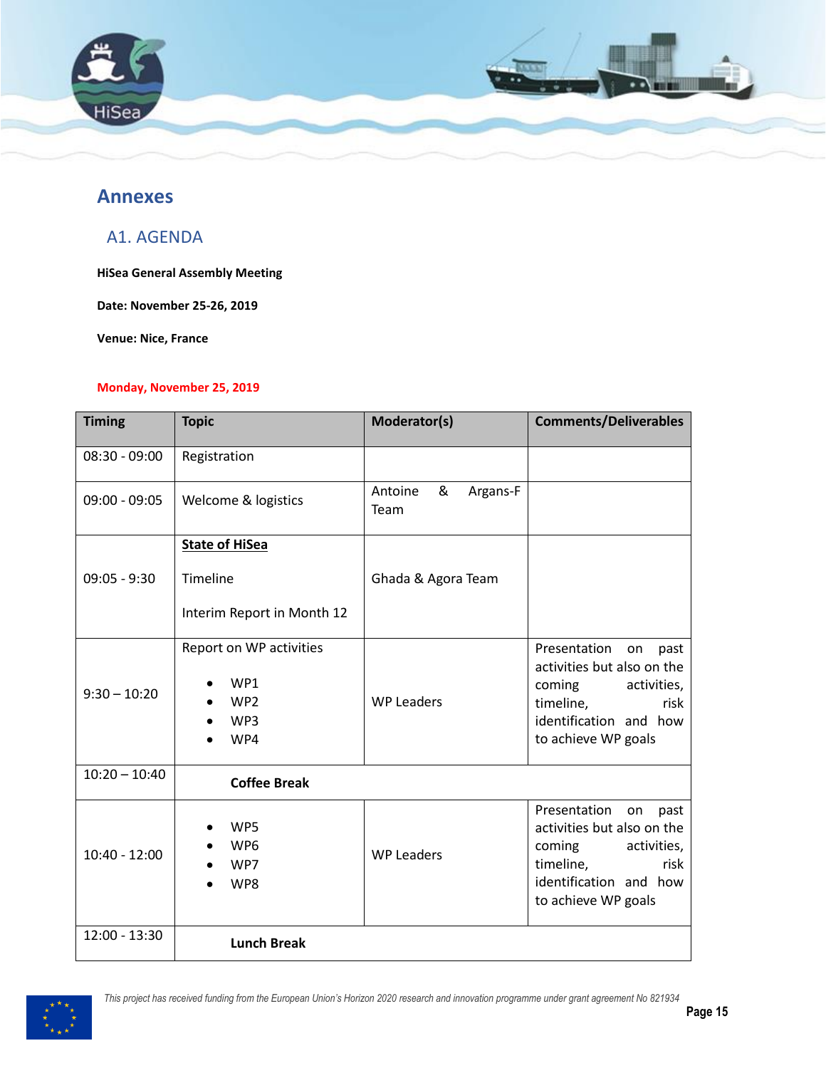# Annexes

## A1. AGENDA

**HiSea General Assembly Meeting**

**Date: November 25-26, 2019**

**Venue: Nice, France**

**Monday, November 25, 2019**

| Timing | Topic | Moderator(s) | Comments/Deliverables |
|---|---|---|---|
| 08:30 - 09:00 | Registration | | |
| 09:00 - 09:05 | Welcome & logistics | Antoine & Argans-F Team | |
| 09:05 - 9:30 | **State of HiSea**<br><br>Timeline<br><br>Interim Report in Month 12 | Ghada & Agora Team | |
| 9:30 – 10:20 | Report on WP activities<br>• WP1<br>• WP2<br>• WP3<br>• WP4 | WP Leaders | Presentation on past activities but also on the coming activities, timeline, risk identification and how to achieve WP goals |
| 10:20 – 10:40 | **Coffee Break** | | |
| 10:40 - 12:00 | • WP5<br>• WP6<br>• WP7<br>• WP8 | WP Leaders | Presentation on past activities but also on the coming activities, timeline, risk identification and how to achieve WP goals |
| 12:00 - 13:30 | **Lunch Break** | | |

*This project has received funding from the European Union's Horizon 2020 research and innovation programme under grant agreement No 821934*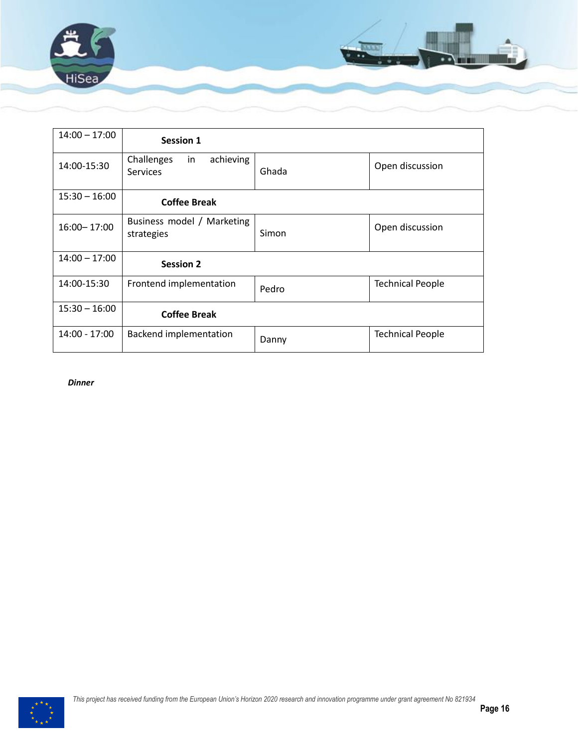| 14:00 – 17:00 | **Session 1** | | |
|---|---|---|---|
| 14:00-15:30 | Challenges in achieving Services | Ghada | Open discussion |
| 15:30 – 16:00 | **Coffee Break** | | |
| 16:00– 17:00 | Business model / Marketing strategies | Simon | Open discussion |
| 14:00 – 17:00 | **Session 2** | | |
| 14:00-15:30 | Frontend implementation | Pedro | Technical People |
| 15:30 – 16:00 | **Coffee Break** | | |
| 14:00 - 17:00 | Backend implementation | Danny | Technical People |

***Dinner***

*This project has received funding from the European Union's Horizon 2020 research and innovation programme under grant agreement No 821934*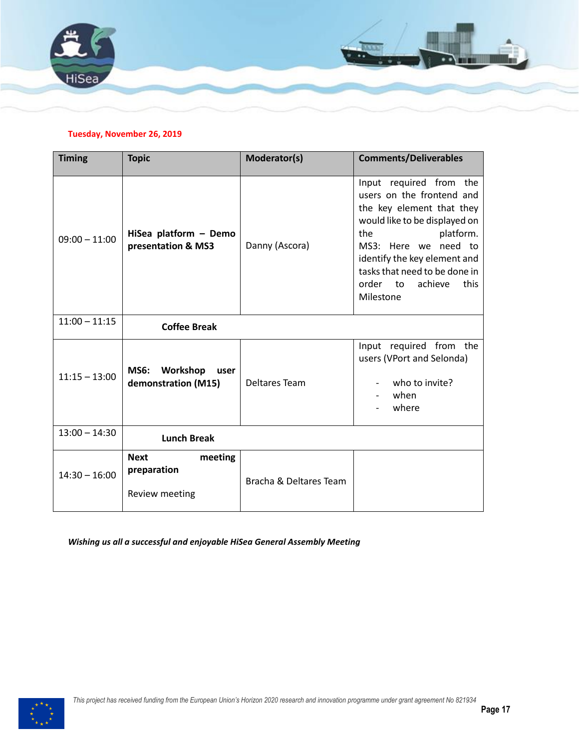**Tuesday, November 26, 2019**

| Timing | Topic | Moderator(s) | Comments/Deliverables |
|---|---|---|---|
| 09:00 – 11:00 | **HiSea platform – Demo presentation & MS3** | Danny (Ascora) | Input required from the users on the frontend and the key element that they would like to be displayed on the platform. MS3: Here we need to identify the key element and tasks that need to be done in order to achieve this Milestone |
| 11:00 – 11:15 | **Coffee Break** | | |
| 11:15 – 13:00 | **MS6: Workshop user demonstration (M15)** | Deltares Team | Input required from the users (VPort and Selonda)<br>- who to invite?<br>- when<br>- where |
| 13:00 – 14:30 | **Lunch Break** | | |
| 14:30 – 16:00 | **Next meeting preparation**<br><br>Review meeting | Bracha & Deltares Team | |

***Wishing us all a successful and enjoyable HiSea General Assembly Meeting***

*This project has received funding from the European Union's Horizon 2020 research and innovation programme under grant agreement No 821934*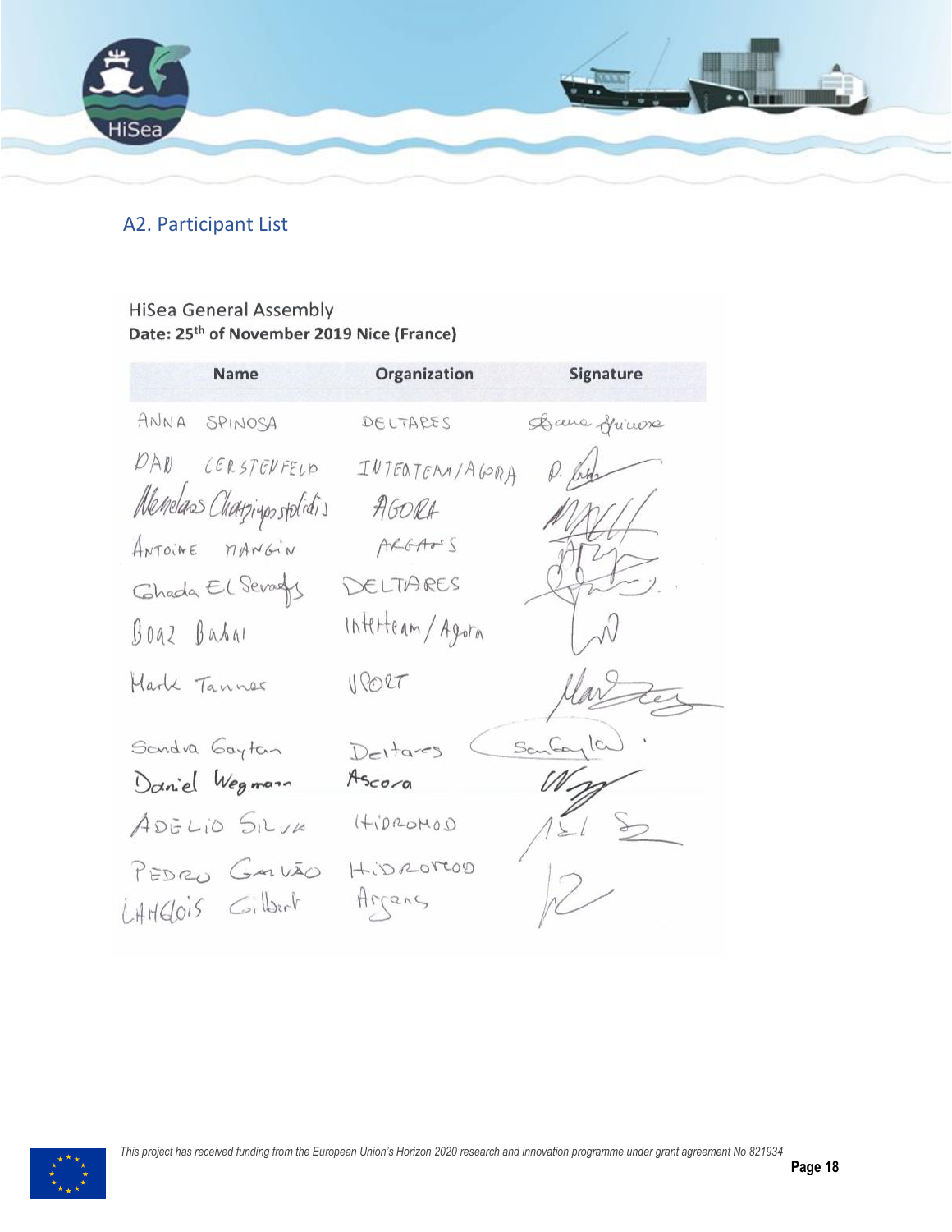## A2. Participant List

HiSea General Assembly

**Date: 25th of November 2019 Nice (France)**

| Name | Organization | Signature |
|---|---|---|
| ANNA SPINOSA | DELTARES | |
| DAN CERSTENFELD | INTEATEAM/AGORA | |
| Menelaos Chatziapostolidis | AGORA | |
| ANTOINE MANGIN | ARGANS | |
| Ghada El Serafy | DELTARES | |
| Boaz Babai | InterTeam/Agora | |
| Mark Tanner | VPORT | |
| Sandra Gaytan | Deltares | |
| Daniel Wegmann | Ascora | |
| ADÉLIO SILVA | HIDROMOD | |
| PEDRO GALVÃO | HIDROMOD | |
| LANGLOIS Gilbert | Argans | |

*This project has received funding from the European Union's Horizon 2020 research and innovation programme under grant agreement No 821934*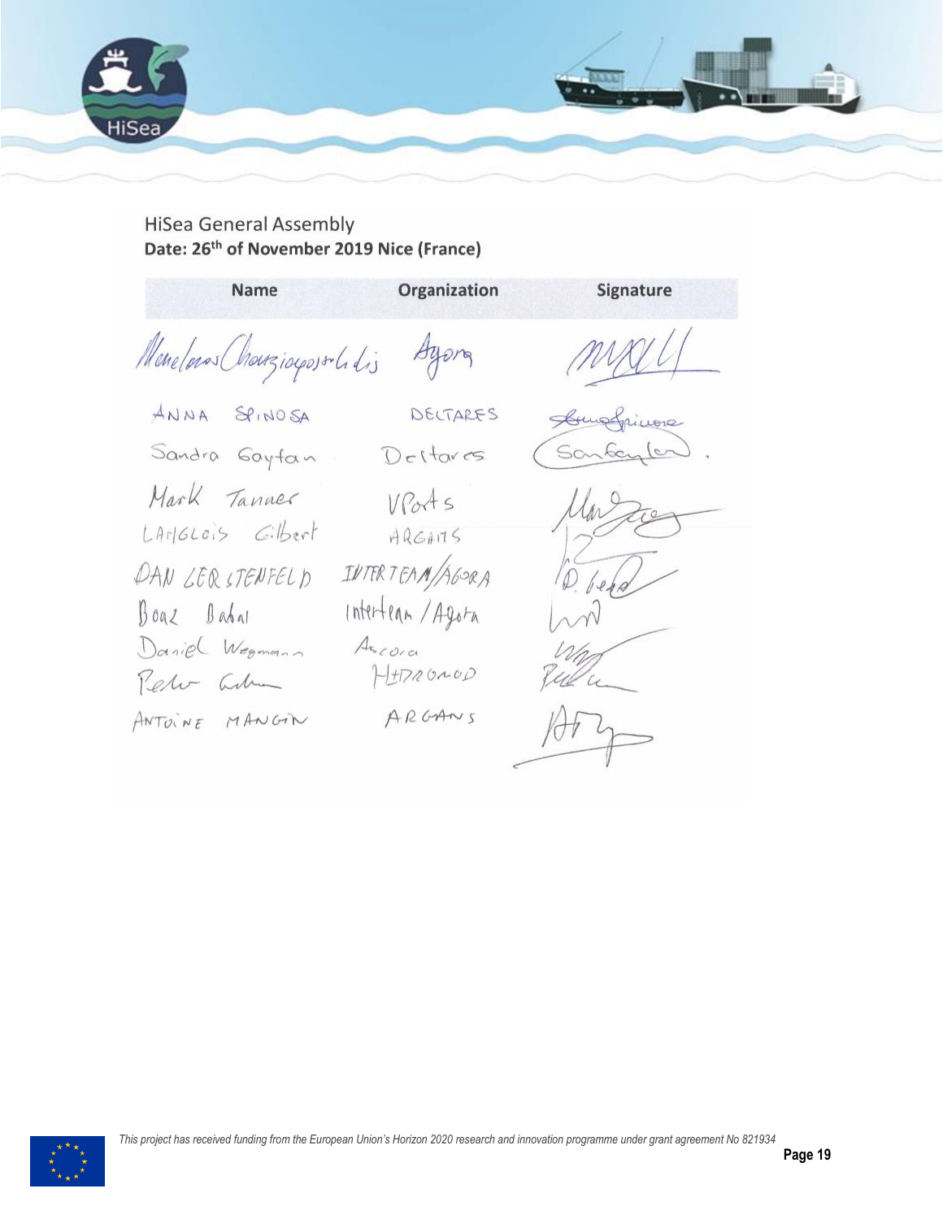HiSea General Assembly

**Date: 26th of November 2019 Nice (France)**

| Name | Organization | Signature |
|---|---|---|
| Menelaos Chatziiopoulidis | Agora | |
| ANNA SPINOSA | DELTARES | |
| Sandra Gaytan | Deltares | |
| Mark Tanner | VPorts | |
| LANGLOIS Gilbert | ARGANS | |
| DAN GERSTENFELD | INTERTEAM/AGORA | |
| Boaz Dahal | Interteam / Agora | |
| Daniel Wegmann | Ascora | |
| Peter Cohen | HYDRONOD | |
| ANTOINE MANGIN | ARGANS | |

*This project has received funding from the European Union's Horizon 2020 research and innovation programme under grant agreement No 821934*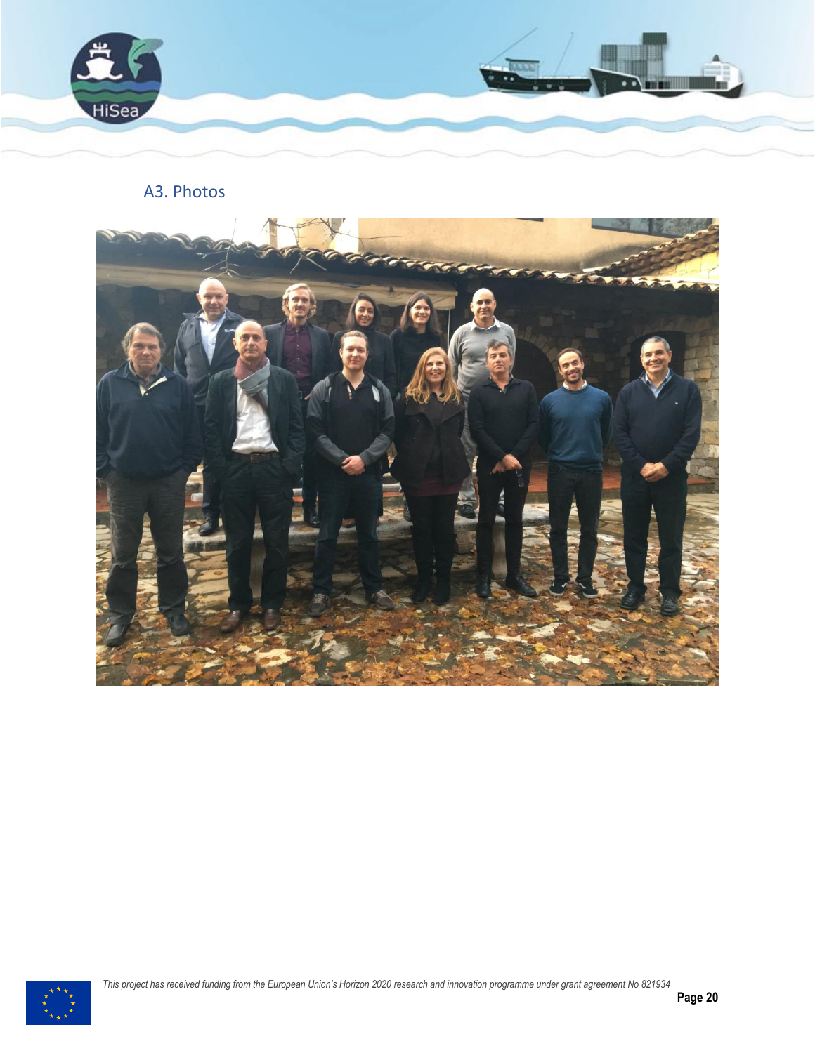## A3. Photos